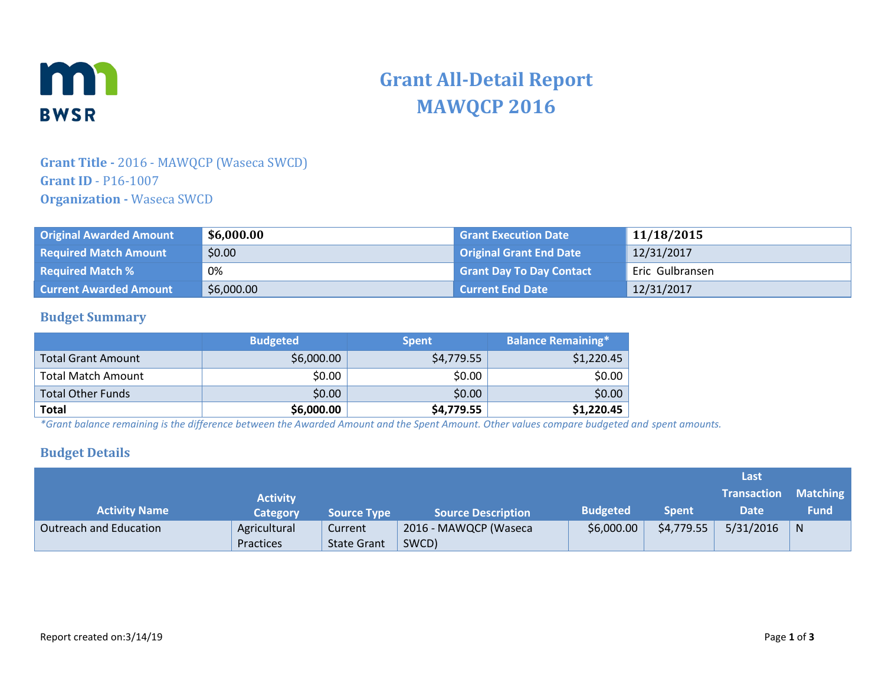# Grant All-Detail Report
# MAWQCP 2016

**Grant Title -** 2016 - MAWQCP (Waseca SWCD)
**Grant ID** - P16-1007
**Organization -** Waseca SWCD

| | | | |
|---|---|---|---|
| **Original Awarded Amount** | **$6,000.00** | **Grant Execution Date** | **11/18/2015** |
| **Required Match Amount** | $0.00 | **Original Grant End Date** | 12/31/2017 |
| **Required Match %** | 0% | **Grant Day To Day Contact** | Eric Gulbransen |
| **Current Awarded Amount** | $6,000.00 | **Current End Date** | 12/31/2017 |

## Budget Summary

| | Budgeted | Spent | Balance Remaining* |
|---|---|---|---|
| Total Grant Amount | $6,000.00 | $4,779.55 | $1,220.45 |
| Total Match Amount | $0.00 | $0.00 | $0.00 |
| Total Other Funds | $0.00 | $0.00 | $0.00 |
| **Total** | **$6,000.00** | **$4,779.55** | **$1,220.45** |

*\*Grant balance remaining is the difference between the Awarded Amount and the Spent Amount. Other values compare budgeted and spent amounts.*

## Budget Details

| Activity Name | Activity Category | Source Type | Source Description | Budgeted | Spent | Last Transaction Date | Matching Fund |
|---|---|---|---|---|---|---|---|
| Outreach and Education | Agricultural Practices | Current State Grant | 2016 - MAWQCP (Waseca SWCD) | $6,000.00 | $4,779.55 | 5/31/2016 | N |

Report created on:3/14/19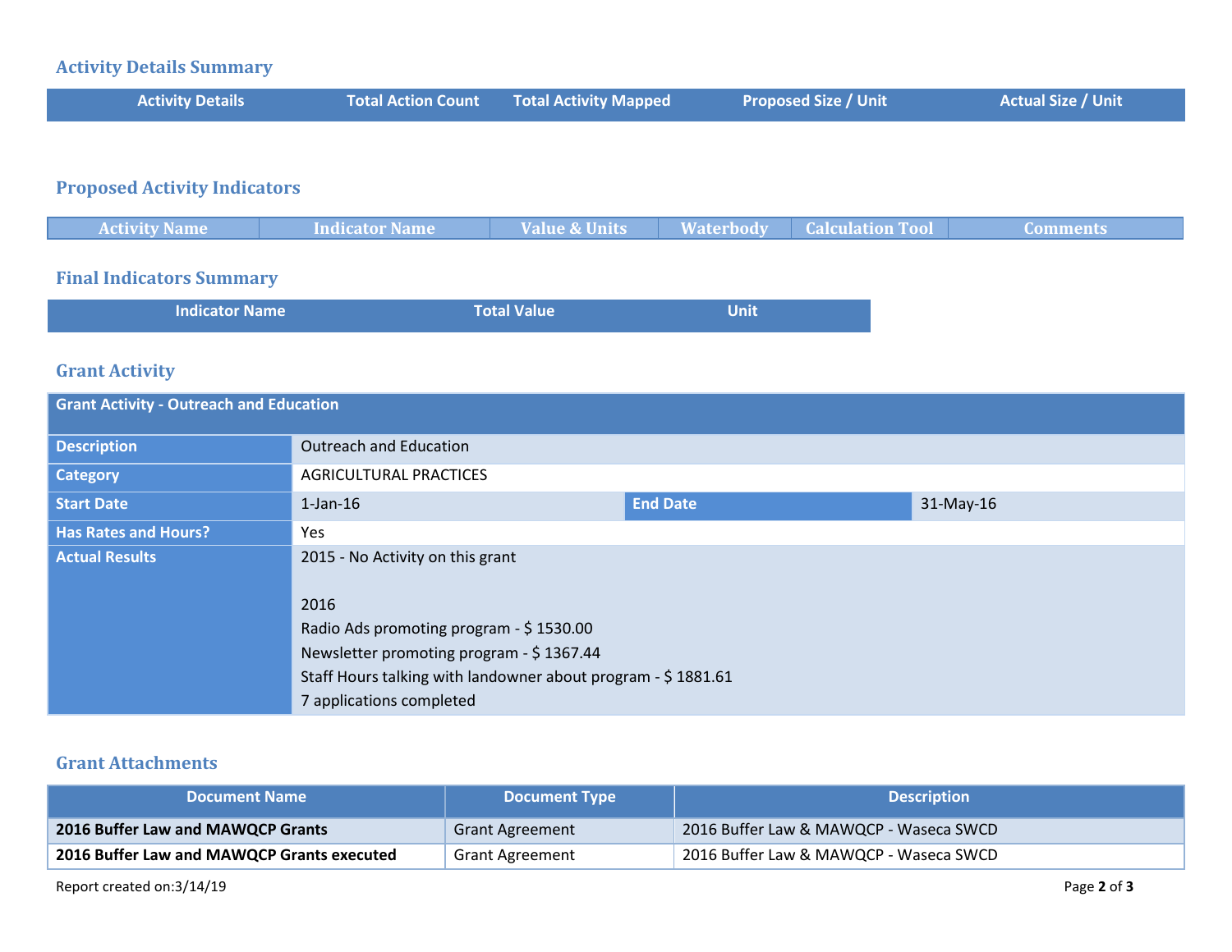## Activity Details Summary

| Activity Details | Total Action Count | Total Activity Mapped | Proposed Size / Unit | Actual Size / Unit |
|---|---|---|---|---|

## Proposed Activity Indicators

| Activity Name | Indicator Name | Value & Units | Waterbody | Calculation Tool | Comments |
|---|---|---|---|---|---|

## Final Indicators Summary

| Indicator Name | Total Value | Unit |
|---|---|---|

## Grant Activity

| Grant Activity - Outreach and Education | | | |
|---|---|---|---|
| **Description** | Outreach and Education | | |
| **Category** | AGRICULTURAL PRACTICES | | |
| **Start Date** | 1-Jan-16 | **End Date** | 31-May-16 |
| **Has Rates and Hours?** | Yes | | |
| **Actual Results** | 2015 - No Activity on this grant<br><br>2016<br>Radio Ads promoting program - $ 1530.00<br>Newsletter promoting program - $ 1367.44<br>Staff Hours talking with landowner about program - $ 1881.61<br>7 applications completed | | |

## Grant Attachments

| Document Name | Document Type | Description |
|---|---|---|
| **2016 Buffer Law and MAWQCP Grants** | Grant Agreement | 2016 Buffer Law & MAWQCP - Waseca SWCD |
| **2016 Buffer Law and MAWQCP Grants executed** | Grant Agreement | 2016 Buffer Law & MAWQCP - Waseca SWCD |

Report created on:3/14/19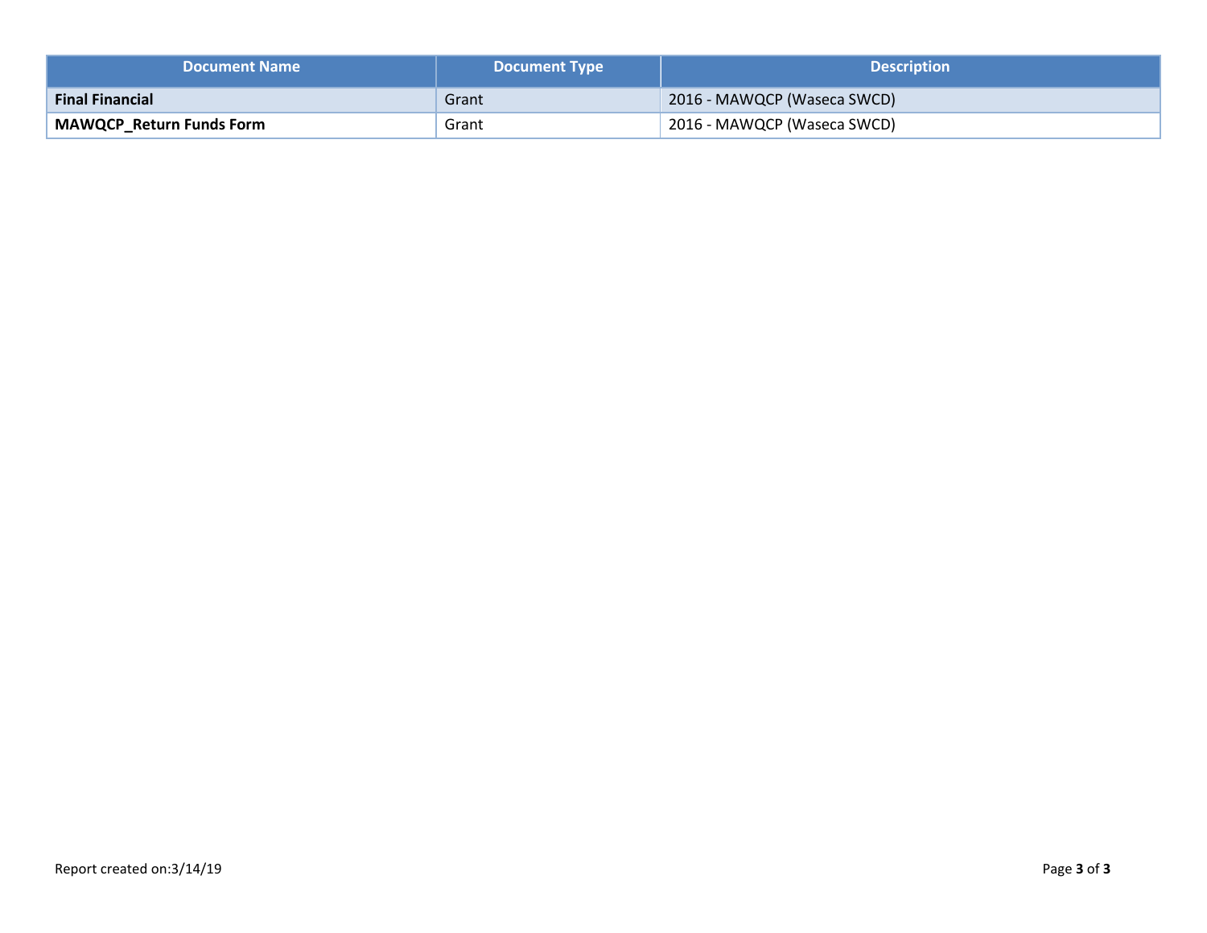| Document Name | Document Type | Description |
|---|---|---|
| **Final Financial** | Grant | 2016 - MAWQCP (Waseca SWCD) |
| **MAWQCP_Return Funds Form** | Grant | 2016 - MAWQCP (Waseca SWCD) |

Report created on:3/14/19